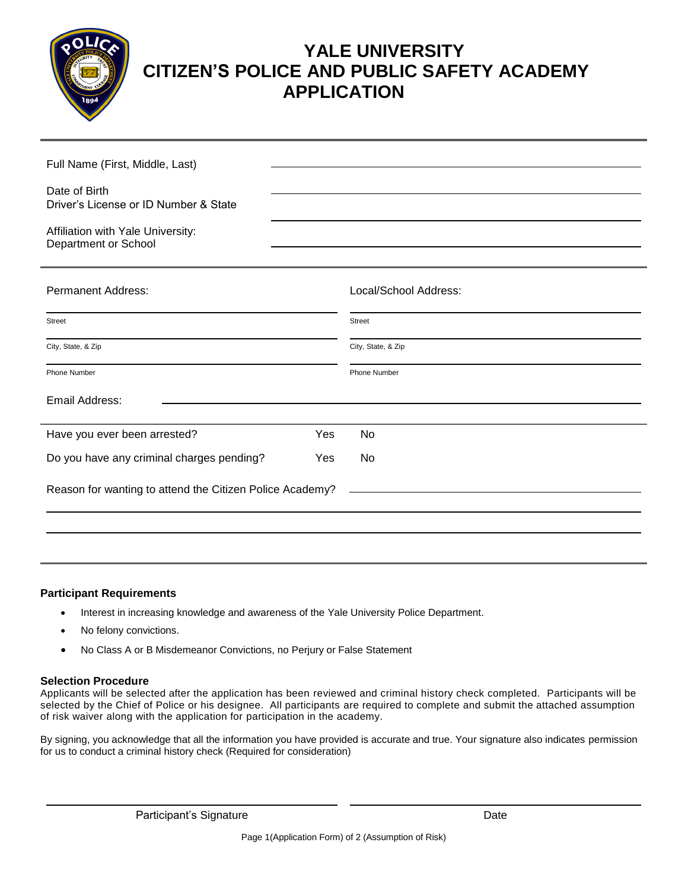# YALE UNIVERSITY
# CITIZEN'S POLICE AND PUBLIC SAFETY ACADEMY
# APPLICATION

Full Name (First, Middle, Last) ______________________________

Date of Birth ______________________________

Driver's License or ID Number & State ______________________________

Affiliation with Yale University:
Department or School ______________________________

| Permanent Address: | Local/School Address: |
|---|---|
| Street | Street |
| City, State, & Zip | City, State, & Zip |
| Phone Number | Phone Number |

Email Address: ______________________________

Have you ever been arrested? Yes No

Do you have any criminal charges pending? Yes No

Reason for wanting to attend the Citizen Police Academy? ______________________________

______________________________

______________________________

**Participant Requirements**

- Interest in increasing knowledge and awareness of the Yale University Police Department.
- No felony convictions.
- No Class A or B Misdemeanor Convictions, no Perjury or False Statement

**Selection Procedure**

Applicants will be selected after the application has been reviewed and criminal history check completed. Participants will be selected by the Chief of Police or his designee. All participants are required to complete and submit the attached assumption of risk waiver along with the application for participation in the academy.

By signing, you acknowledge that all the information you have provided is accurate and true. Your signature also indicates permission for us to conduct a criminal history check (Required for consideration)

______________________________ Participant's Signature

______________________________ Date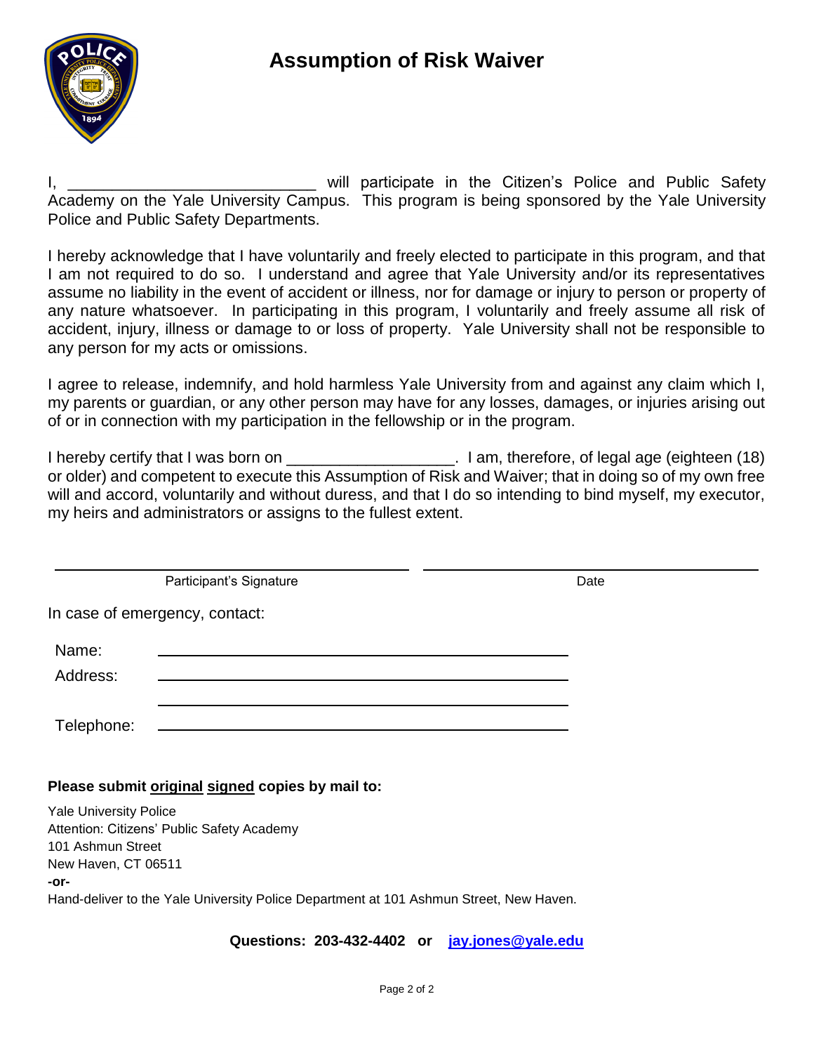# Assumption of Risk Waiver

I, ____________________________ will participate in the Citizen's Police and Public Safety Academy on the Yale University Campus. This program is being sponsored by the Yale University Police and Public Safety Departments.

I hereby acknowledge that I have voluntarily and freely elected to participate in this program, and that I am not required to do so. I understand and agree that Yale University and/or its representatives assume no liability in the event of accident or illness, nor for damage or injury to person or property of any nature whatsoever. In participating in this program, I voluntarily and freely assume all risk of accident, injury, illness or damage to or loss of property. Yale University shall not be responsible to any person for my acts or omissions.

I agree to release, indemnify, and hold harmless Yale University from and against any claim which I, my parents or guardian, or any other person may have for any losses, damages, or injuries arising out of or in connection with my participation in the fellowship or in the program.

I hereby certify that I was born on ___________________. I am, therefore, of legal age (eighteen (18) or older) and competent to execute this Assumption of Risk and Waiver; that in doing so of my own free will and accord, voluntarily and without duress, and that I do so intending to bind myself, my executor, my heirs and administrators or assigns to the fullest extent.

________________________________________ ________________________________________

Participant's Signature Date

In case of emergency, contact:

Name: ________________________________________

Address: ________________________________________

________________________________________

Telephone: ________________________________________

**Please submit original signed copies by mail to:**

Yale University Police
Attention: Citizens' Public Safety Academy
101 Ashmun Street
New Haven, CT 06511

**-or-**

Hand-deliver to the Yale University Police Department at 101 Ashmun Street, New Haven.

**Questions: 203-432-4402 or jay.jones@yale.edu**